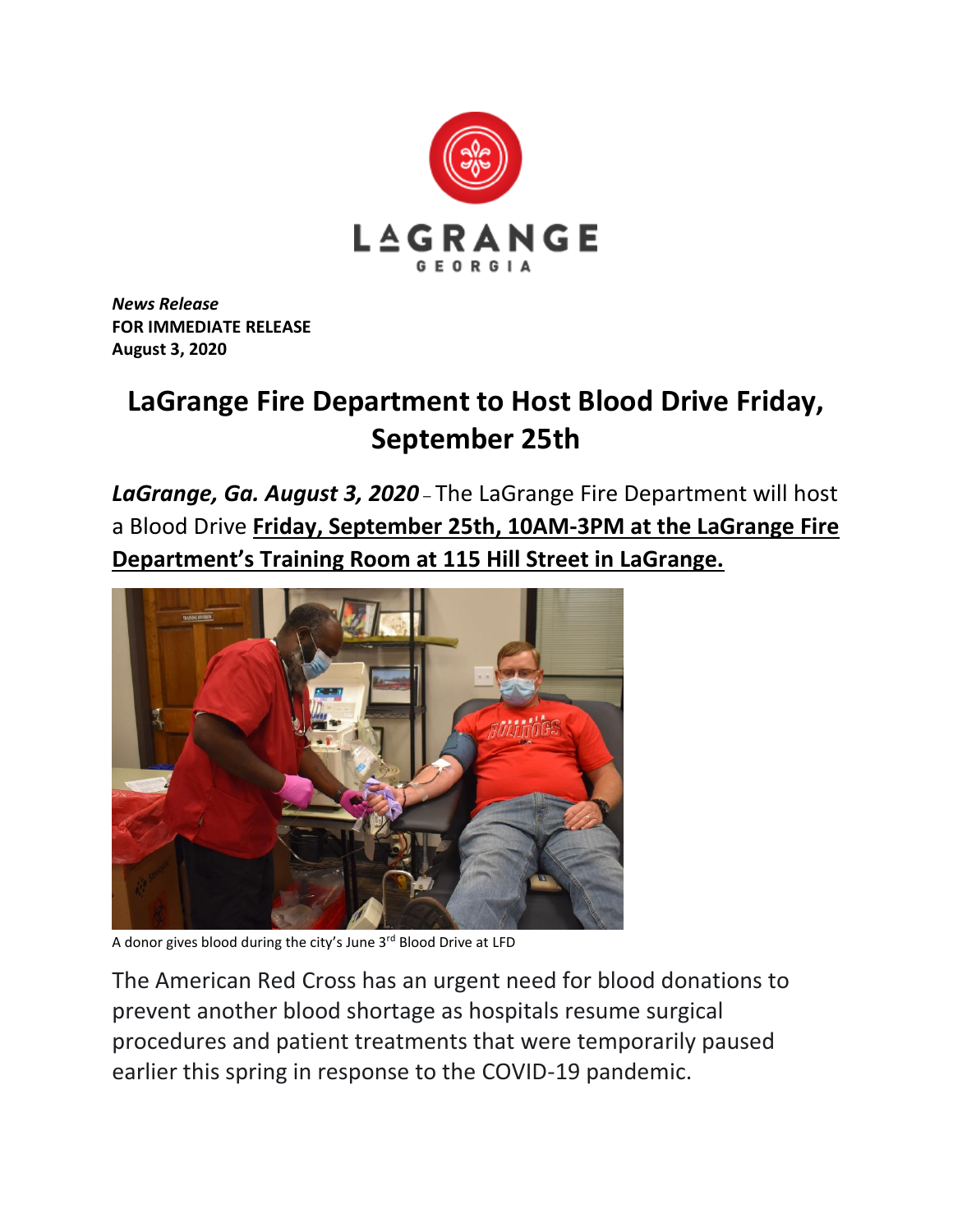*News Release*
**FOR IMMEDIATE RELEASE**
**August 3, 2020**

# LaGrange Fire Department to Host Blood Drive Friday, September 25th

***LaGrange, Ga. August 3, 2020*** – The LaGrange Fire Department will host a Blood Drive **Friday, September 25th, 10AM-3PM at the LaGrange Fire Department's Training Room at 115 Hill Street in LaGrange.**

A donor gives blood during the city's June 3rd Blood Drive at LFD

The American Red Cross has an urgent need for blood donations to prevent another blood shortage as hospitals resume surgical procedures and patient treatments that were temporarily paused earlier this spring in response to the COVID-19 pandemic.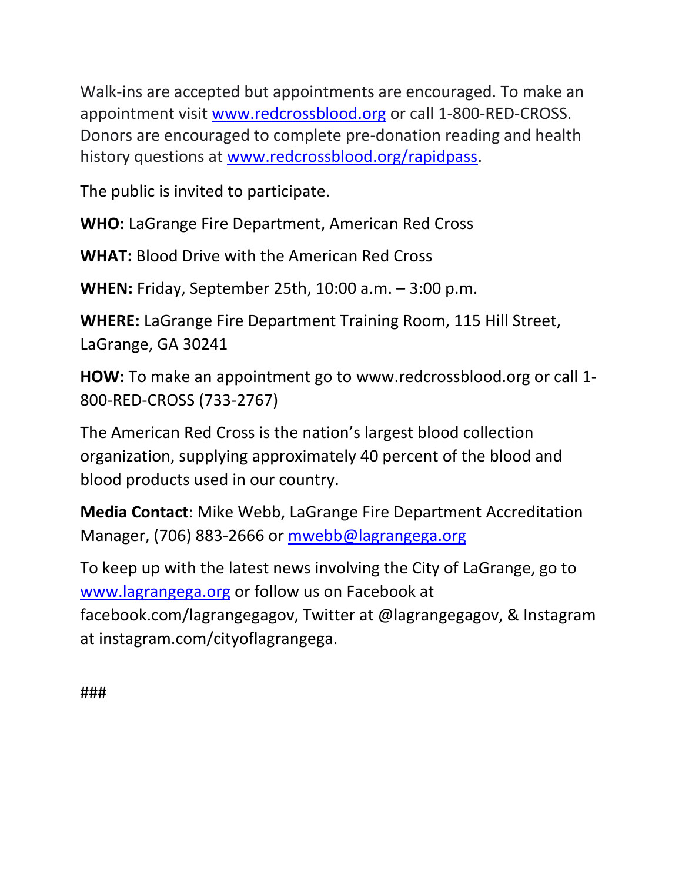Walk-ins are accepted but appointments are encouraged. To make an appointment visit [www.redcrossblood.org](http://www.redcrossblood.org) or call 1-800-RED-CROSS. Donors are encouraged to complete pre-donation reading and health history questions at [www.redcrossblood.org/rapidpass](http://www.redcrossblood.org/rapidpass).

The public is invited to participate.

**WHO:** LaGrange Fire Department, American Red Cross

**WHAT:** Blood Drive with the American Red Cross

**WHEN:** Friday, September 25th, 10:00 a.m. – 3:00 p.m.

**WHERE:** LaGrange Fire Department Training Room, 115 Hill Street, LaGrange, GA 30241

**HOW:** To make an appointment go to www.redcrossblood.org or call 1-800-RED-CROSS (733-2767)

The American Red Cross is the nation's largest blood collection organization, supplying approximately 40 percent of the blood and blood products used in our country.

**Media Contact**: Mike Webb, LaGrange Fire Department Accreditation Manager, (706) 883-2666 or [mwebb@lagrangega.org](mailto:mwebb@lagrangega.org)

To keep up with the latest news involving the City of LaGrange, go to [www.lagrangega.org](http://www.lagrangega.org) or follow us on Facebook at facebook.com/lagrangegagov, Twitter at @lagrangegagov, & Instagram at instagram.com/cityoflagrangega.

###